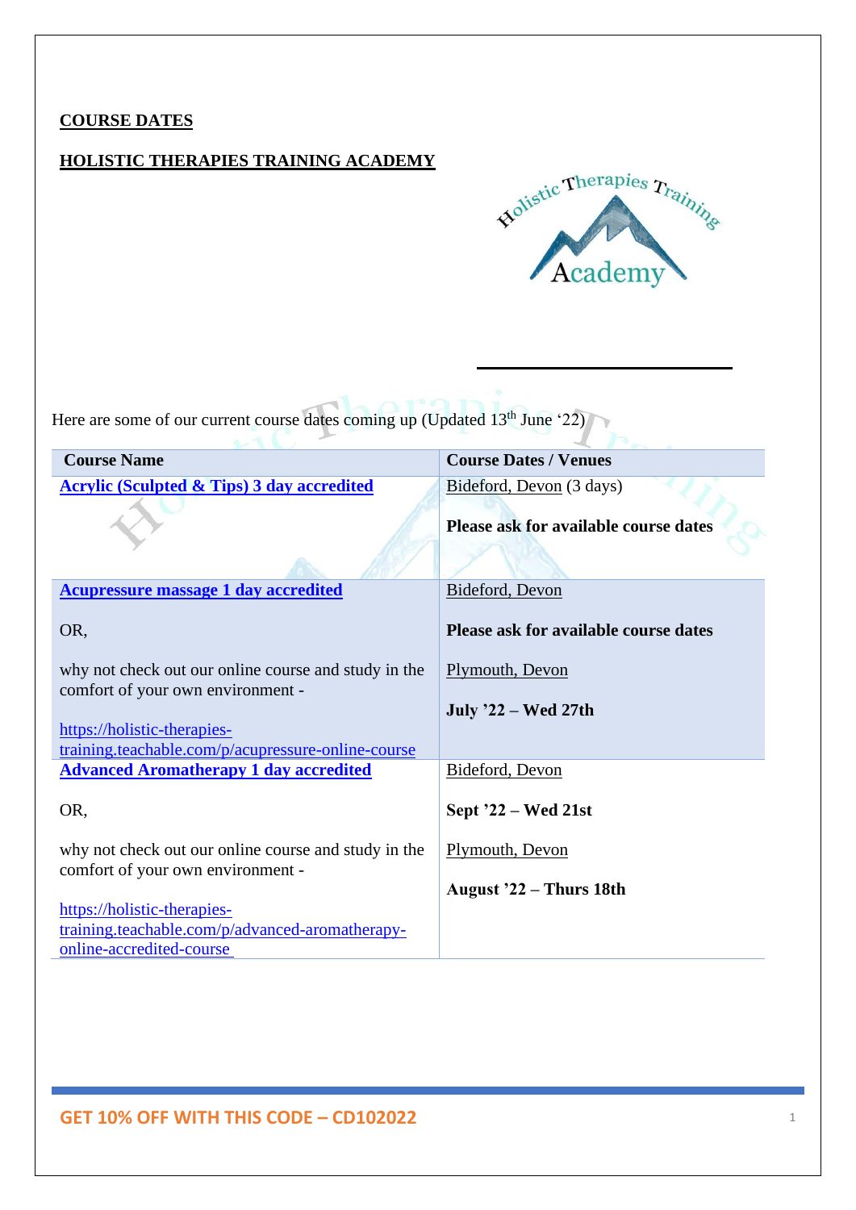## COURSE DATES

## HOLISTIC THERAPIES TRAINING ACADEMY

Here are some of our current course dates coming up (Updated 13th June '22)

| Course Name | Course Dates / Venues |
|---|---|
| **Acrylic (Sculpted & Tips) 3 day accredited** | Bideford, Devon (3 days)<br><br>**Please ask for available course dates** |
| **Acupressure massage 1 day accredited**<br><br>OR,<br><br>why not check out our online course and study in the comfort of your own environment -<br><br>https://holistic-therapies-training.teachable.com/p/acupressure-online-course | Bideford, Devon<br><br>**Please ask for available course dates**<br><br>Plymouth, Devon<br><br>**July '22 – Wed 27th** |
| **Advanced Aromatherapy 1 day accredited**<br><br>OR,<br><br>why not check out our online course and study in the comfort of your own environment -<br><br>https://holistic-therapies-training.teachable.com/p/advanced-aromatherapy-online-accredited-course | Bideford, Devon<br><br>**Sept '22 – Wed 21st**<br><br>Plymouth, Devon<br><br>**August '22 – Thurs 18th** |

**GET 10% OFF WITH THIS CODE – CD102022**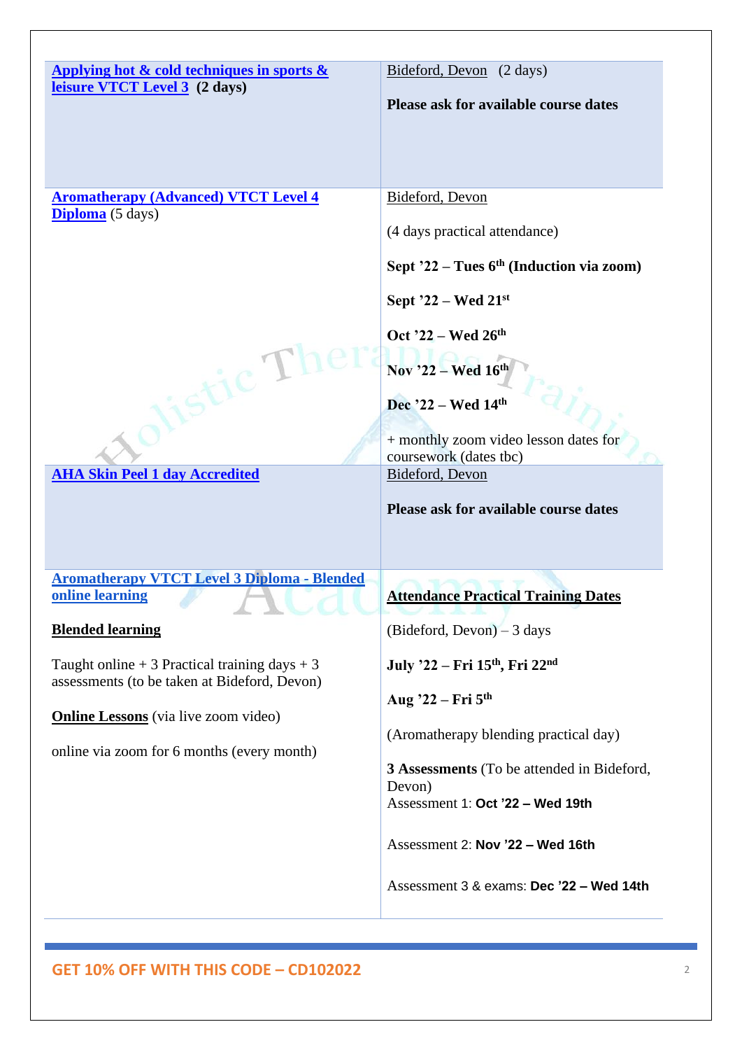| Course | Location / Dates |
| --- | --- |
| **Applying hot & cold techniques in sports & leisure VTCT Level 3** **(2 days)** | Bideford, Devon (2 days)<br><br>**Please ask for available course dates** |
| **Aromatherapy (Advanced) VTCT Level 4 Diploma** (5 days) | Bideford, Devon<br><br>(4 days practical attendance)<br><br>**Sept '22 – Tues 6th (Induction via zoom)**<br><br>**Sept '22 – Wed 21st**<br><br>**Oct '22 – Wed 26th**<br><br>**Nov '22 – Wed 16th**<br><br>**Dec '22 – Wed 14th**<br><br>+ monthly zoom video lesson dates for coursework (dates tbc) |
| **AHA Skin Peel 1 day Accredited** | Bideford, Devon<br><br>**Please ask for available course dates** |
| **Aromatherapy VTCT Level 3 Diploma - Blended online learning**<br><br>**Blended learning**<br><br>Taught online + 3 Practical training days + 3 assessments (to be taken at Bideford, Devon)<br><br>**Online Lessons** (via live zoom video)<br><br>online via zoom for 6 months (every month) | **Attendance Practical Training Dates**<br><br>(Bideford, Devon) – 3 days<br><br>**July '22 – Fri 15th, Fri 22nd**<br><br>**Aug '22 – Fri 5th**<br><br>(Aromatherapy blending practical day)<br><br>**3 Assessments** (To be attended in Bideford, Devon)<br>Assessment 1: **Oct '22 – Wed 19th**<br><br>Assessment 2: **Nov '22 – Wed 16th**<br><br>Assessment 3 & exams: **Dec '22 – Wed 14th** |

**GET 10% OFF WITH THIS CODE – CD102022**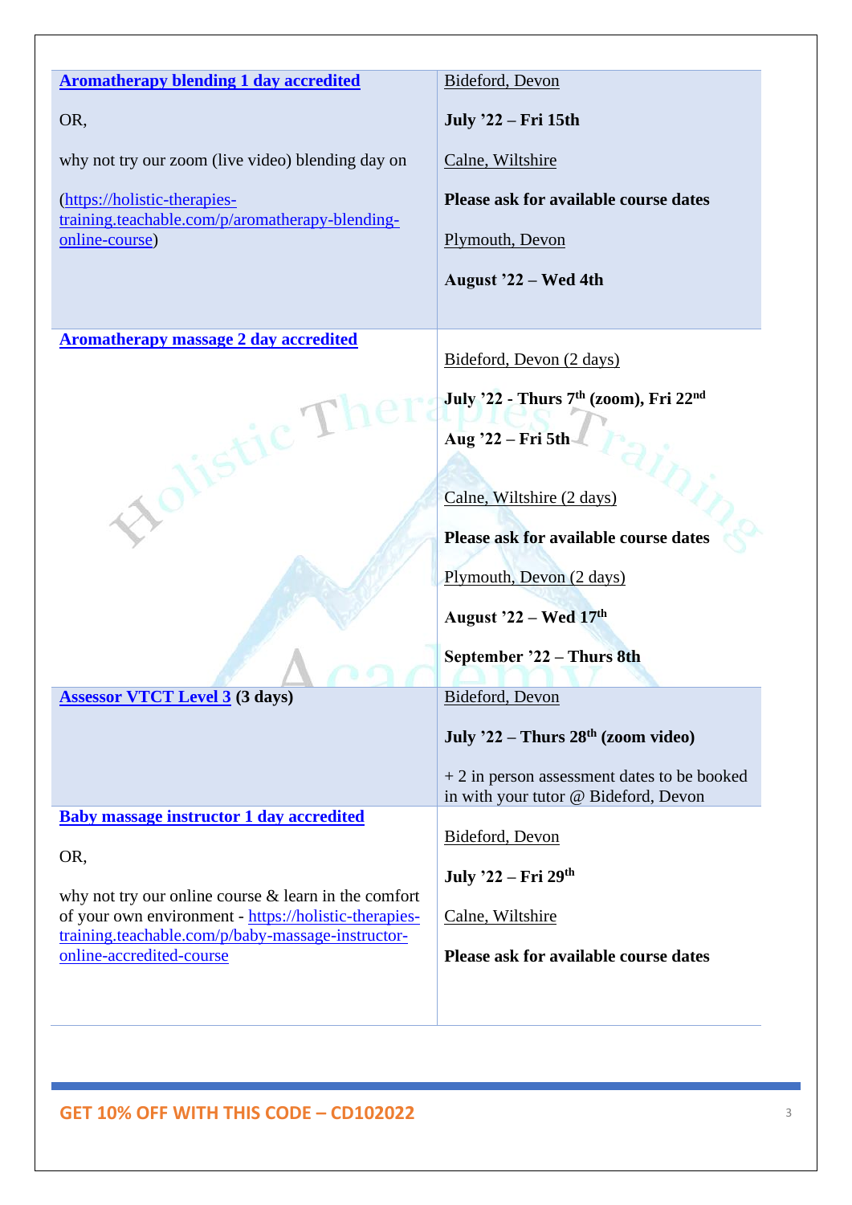| Course | Location & Dates |
| --- | --- |
| **[Aromatherapy blending 1 day accredited]**<br><br>OR,<br><br>why not try our zoom (live video) blending day on<br><br>(https://holistic-therapies-training.teachable.com/p/aromatherapy-blending-online-course) | Bideford, Devon<br><br>**July '22 – Fri 15th**<br><br>Calne, Wiltshire<br><br>**Please ask for available course dates**<br><br>Plymouth, Devon<br><br>**August '22 – Wed 4th** |
| **[Aromatherapy massage 2 day accredited]** | Bideford, Devon (2 days)<br><br>**July '22 - Thurs 7th (zoom), Fri 22nd**<br><br>**Aug '22 – Fri 5th**<br><br>Calne, Wiltshire (2 days)<br><br>**Please ask for available course dates**<br><br>Plymouth, Devon (2 days)<br><br>**August '22 – Wed 17th**<br><br>**September '22 – Thurs 8th** |
| **[Assessor VTCT Level 3] (3 days)** | Bideford, Devon<br><br>**July '22 – Thurs 28th (zoom video)**<br><br>+ 2 in person assessment dates to be booked in with your tutor @ Bideford, Devon |
| **[Baby massage instructor 1 day accredited]**<br><br>OR,<br><br>why not try our online course & learn in the comfort of your own environment - https://holistic-therapies-training.teachable.com/p/baby-massage-instructor-online-accredited-course | Bideford, Devon<br><br>**July '22 – Fri 29th**<br><br>Calne, Wiltshire<br><br>**Please ask for available course dates** |

**GET 10% OFF WITH THIS CODE – CD102022**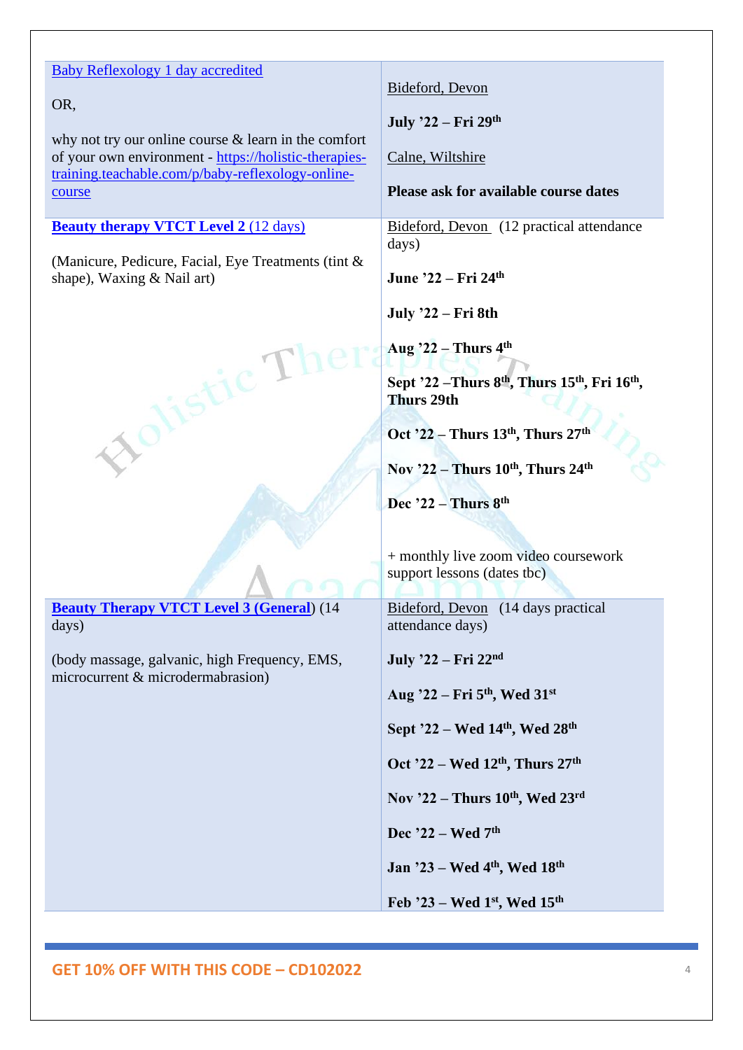| | |
|---|---|
| Baby Reflexology 1 day accredited<br><br>OR,<br><br>why not try our online course & learn in the comfort of your own environment - https://holistic-therapies-training.teachable.com/p/baby-reflexology-online-course | Bideford, Devon<br><br>**July '22 – Fri 29th**<br><br>Calne, Wiltshire<br><br>**Please ask for available course dates** |
| **Beauty therapy VTCT Level 2** (12 days)<br><br>(Manicure, Pedicure, Facial, Eye Treatments (tint & shape), Waxing & Nail art) | Bideford, Devon (12 practical attendance days)<br><br>**June '22 – Fri 24th**<br><br>**July '22 – Fri 8th**<br><br>**Aug '22 – Thurs 4th**<br><br>**Sept '22 –Thurs 8th, Thurs 15th, Fri 16th, Thurs 29th**<br><br>**Oct '22 – Thurs 13th, Thurs 27th**<br><br>**Nov '22 – Thurs 10th, Thurs 24th**<br><br>**Dec '22 – Thurs 8th**<br><br>+ monthly live zoom video coursework support lessons (dates tbc) |
| **Beauty Therapy VTCT Level 3 (General)** (14 days)<br><br>(body massage, galvanic, high Frequency, EMS, microcurrent & microdermabrasion) | Bideford, Devon (14 days practical attendance days)<br><br>**July '22 – Fri 22nd**<br><br>**Aug '22 – Fri 5th, Wed 31st**<br><br>**Sept '22 – Wed 14th, Wed 28th**<br><br>**Oct '22 – Wed 12th, Thurs 27th**<br><br>**Nov '22 – Thurs 10th, Wed 23rd**<br><br>**Dec '22 – Wed 7th**<br><br>**Jan '23 – Wed 4th, Wed 18th**<br><br>**Feb '23 – Wed 1st, Wed 15th** |

**GET 10% OFF WITH THIS CODE – CD102022**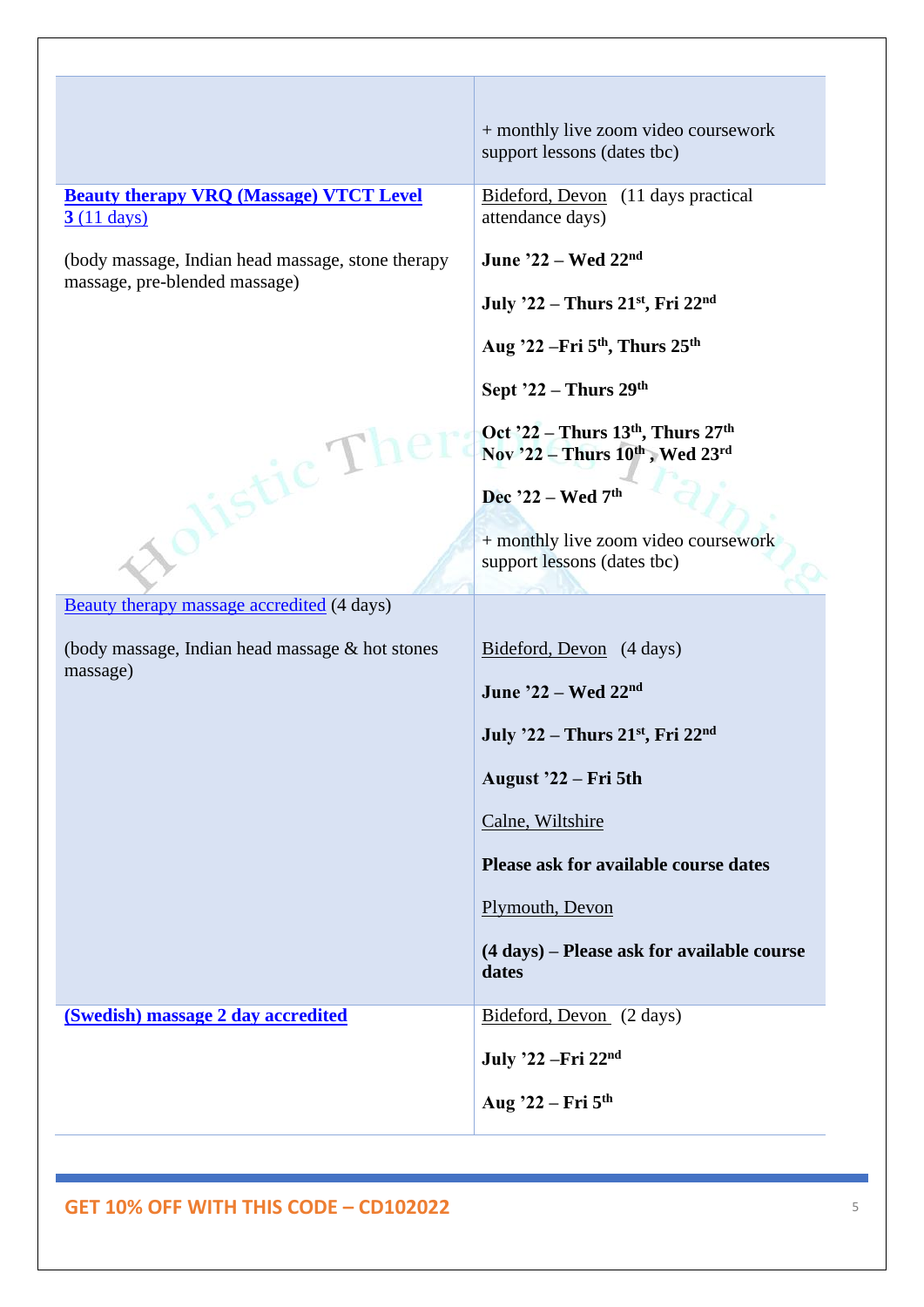| | |
|---|---|
| | + monthly live zoom video coursework support lessons (dates tbc) |
| **Beauty therapy VRQ (Massage) VTCT Level 3** (11 days)<br><br>(body massage, Indian head massage, stone therapy massage, pre-blended massage) | Bideford, Devon (11 days practical attendance days)<br><br>**June '22 – Wed 22nd**<br><br>**July '22 – Thurs 21st, Fri 22nd**<br><br>**Aug '22 –Fri 5th, Thurs 25th**<br><br>**Sept '22 – Thurs 29th**<br><br>**Oct '22 – Thurs 13th, Thurs 27th**<br>**Nov '22 – Thurs 10th , Wed 23rd**<br><br>**Dec '22 – Wed 7th**<br><br>+ monthly live zoom video coursework support lessons (dates tbc) |
| Beauty therapy massage accredited (4 days)<br><br>(body massage, Indian head massage & hot stones massage) | Bideford, Devon (4 days)<br><br>**June '22 – Wed 22nd**<br><br>**July '22 – Thurs 21st, Fri 22nd**<br><br>**August '22 – Fri 5th**<br><br>Calne, Wiltshire<br><br>**Please ask for available course dates**<br><br>Plymouth, Devon<br><br>**(4 days) – Please ask for available course dates** |
| **(Swedish) massage 2 day accredited** | Bideford, Devon (2 days)<br><br>**July '22 –Fri 22nd**<br><br>**Aug '22 – Fri 5th** |

**GET 10% OFF WITH THIS CODE – CD102022**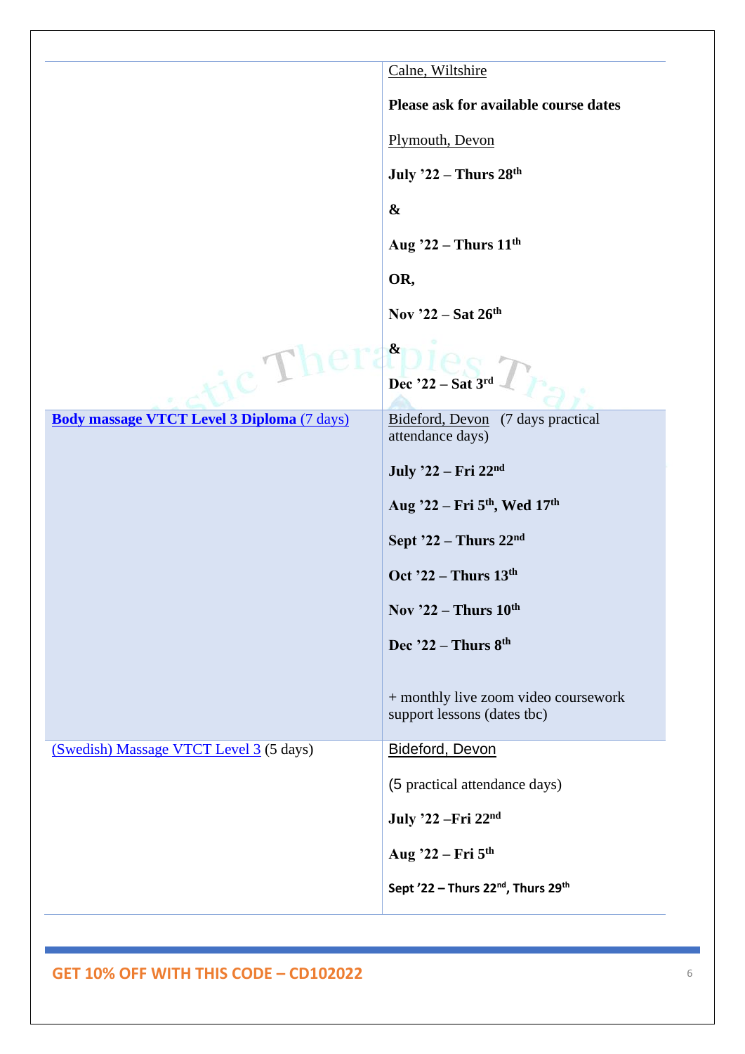| | |
|---|---|
| | Calne, Wiltshire<br><br>**Please ask for available course dates**<br><br>Plymouth, Devon<br><br>**July '22 – Thurs 28th**<br><br>**&**<br><br>**Aug '22 – Thurs 11th**<br><br>**OR,**<br><br>**Nov '22 – Sat 26th**<br><br>**&**<br><br>**Dec '22 – Sat 3rd** |
| **Body massage VTCT Level 3 Diploma** (7 days) | Bideford, Devon (7 days practical attendance days)<br><br>**July '22 – Fri 22nd**<br><br>**Aug '22 – Fri 5th, Wed 17th**<br><br>**Sept '22 – Thurs 22nd**<br><br>**Oct '22 – Thurs 13th**<br><br>**Nov '22 – Thurs 10th**<br><br>**Dec '22 – Thurs 8th**<br><br>+ monthly live zoom video coursework support lessons (dates tbc) |
| (Swedish) Massage VTCT Level 3 (5 days) | Bideford, Devon<br><br>(5 practical attendance days)<br><br>**July '22 –Fri 22nd**<br><br>**Aug '22 – Fri 5th**<br><br>**Sept '22 – Thurs 22nd, Thurs 29th** |

**GET 10% OFF WITH THIS CODE – CD102022**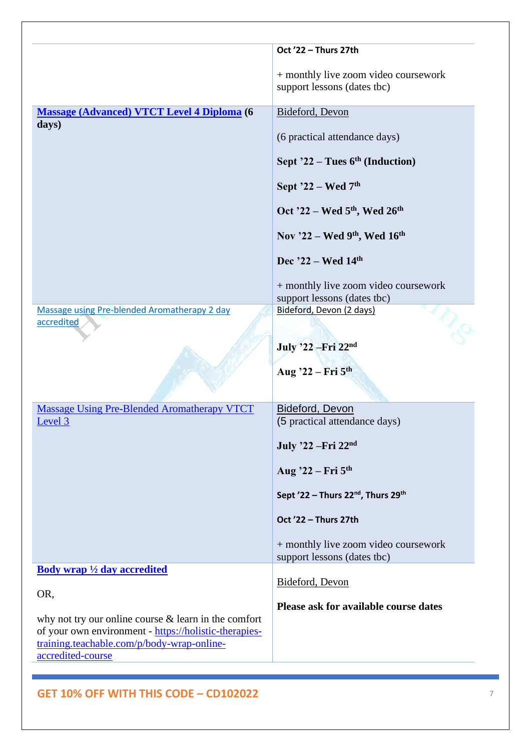| | |
|---|---|
| | **Oct '22 – Thurs 27th**<br><br>+ monthly live zoom video coursework support lessons (dates tbc) |
| **Massage (Advanced) VTCT Level 4 Diploma (6 days)** | Bideford, Devon<br><br>(6 practical attendance days)<br><br>**Sept '22 – Tues 6th (Induction)**<br><br>**Sept '22 – Wed 7th**<br><br>**Oct '22 – Wed 5th, Wed 26th**<br><br>**Nov '22 – Wed 9th, Wed 16th**<br><br>**Dec '22 – Wed 14th**<br><br>+ monthly live zoom video coursework support lessons (dates tbc) |
| Massage using Pre-blended Aromatherapy 2 day accredited | Bideford, Devon (2 days)<br><br>**July '22 –Fri 22nd**<br><br>**Aug '22 – Fri 5th** |
| Massage Using Pre-Blended Aromatherapy VTCT Level 3 | Bideford, Devon<br>(5 practical attendance days)<br><br>**July '22 –Fri 22nd**<br><br>**Aug '22 – Fri 5th**<br><br>**Sept '22 – Thurs 22nd, Thurs 29th**<br><br>**Oct '22 – Thurs 27th**<br><br>+ monthly live zoom video coursework support lessons (dates tbc) |
| **Body wrap ½ day accredited**<br><br>OR,<br><br>why not try our online course & learn in the comfort of your own environment - https://holistic-therapies-training.teachable.com/p/body-wrap-online-accredited-course | Bideford, Devon<br><br>**Please ask for available course dates** |

**GET 10% OFF WITH THIS CODE – CD102022**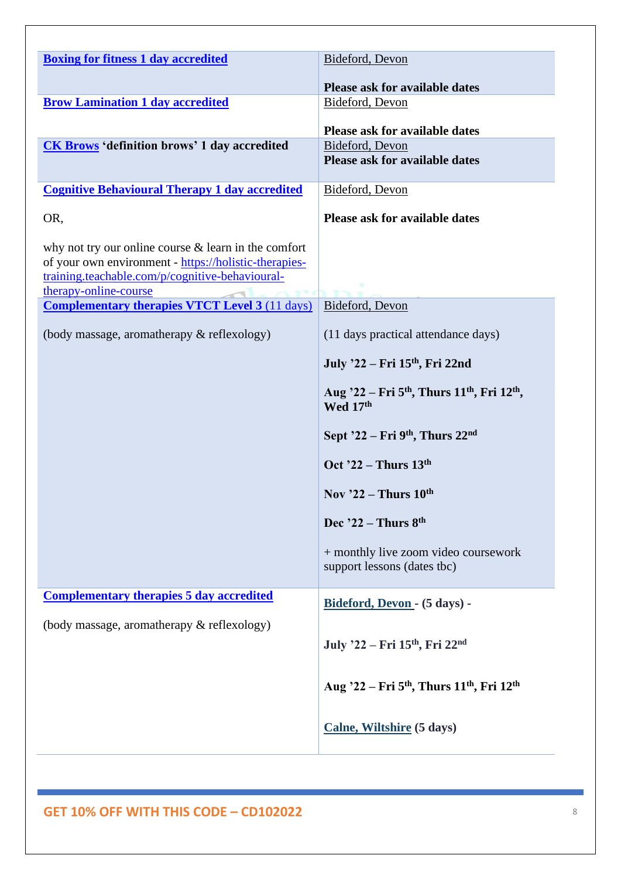| | |
|---|---|
| **Boxing for fitness 1 day accredited** | Bideford, Devon<br><br>**Please ask for available dates** |
| **Brow Lamination 1 day accredited** | Bideford, Devon<br><br>**Please ask for available dates** |
| **CK Brows 'definition brows' 1 day accredited** | Bideford, Devon<br>**Please ask for available dates** |
| **Cognitive Behavioural Therapy 1 day accredited**<br><br>OR,<br><br>why not try our online course & learn in the comfort of your own environment - https://holistic-therapies-training.teachable.com/p/cognitive-behavioural-therapy-online-course | Bideford, Devon<br><br>**Please ask for available dates** |
| **Complementary therapies VTCT Level 3** (11 days)<br><br>(body massage, aromatherapy & reflexology) | Bideford, Devon<br><br>(11 days practical attendance days)<br><br>**July '22 – Fri 15th, Fri 22nd**<br><br>**Aug '22 – Fri 5th, Thurs 11th, Fri 12th, Wed 17th**<br><br>**Sept '22 – Fri 9th, Thurs 22nd**<br><br>**Oct '22 – Thurs 13th**<br><br>**Nov '22 – Thurs 10th**<br><br>**Dec '22 – Thurs 8th**<br><br>+ monthly live zoom video coursework support lessons (dates tbc) |
| **Complementary therapies 5 day accredited**<br><br>(body massage, aromatherapy & reflexology) | **Bideford, Devon - (5 days) -**<br><br>**July '22 – Fri 15th, Fri 22nd**<br><br>**Aug '22 – Fri 5th, Thurs 11th, Fri 12th**<br><br>**Calne, Wiltshire (5 days)** |

**GET 10% OFF WITH THIS CODE – CD102022**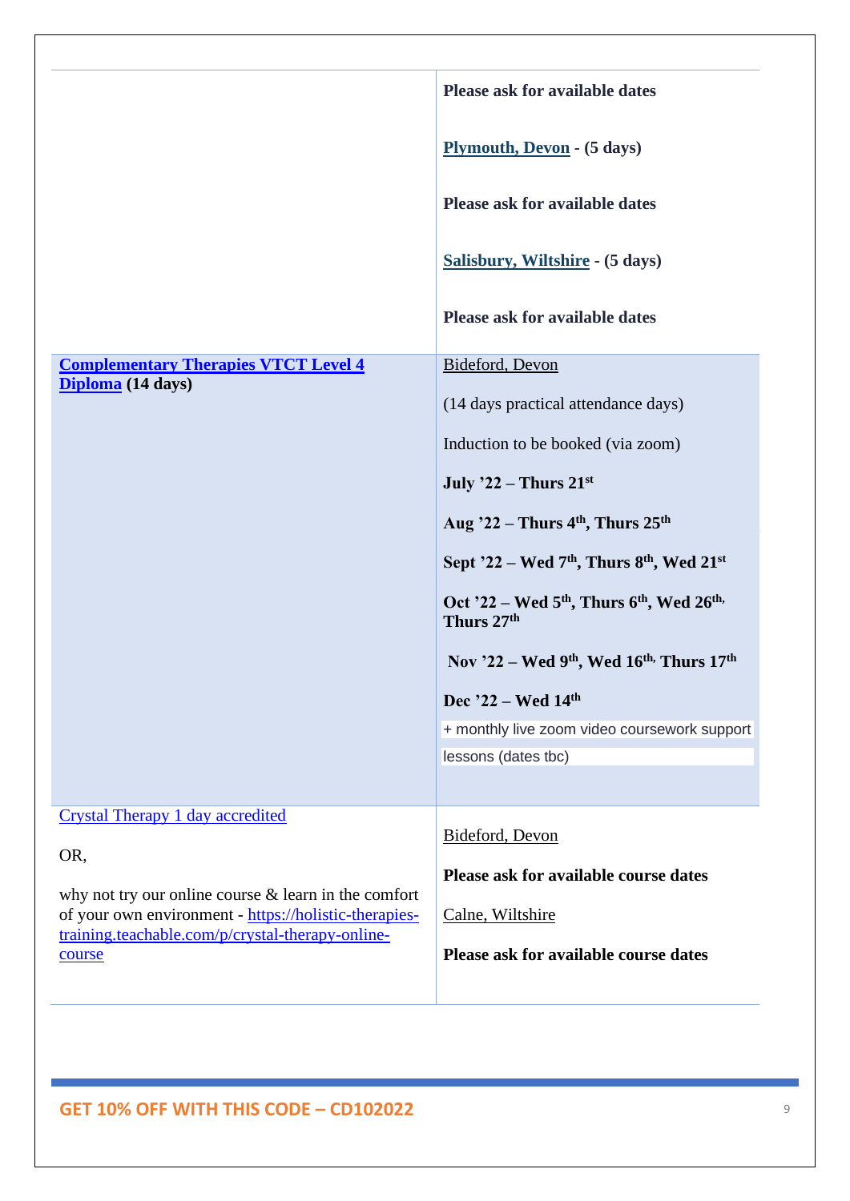| | |
|---|---|
| | **Please ask for available dates**<br><br>**Plymouth, Devon - (5 days)**<br><br>**Please ask for available dates**<br><br>**Salisbury, Wiltshire - (5 days)**<br><br>**Please ask for available dates** |
| **Complementary Therapies VTCT Level 4 Diploma (14 days)** | Bideford, Devon<br><br>(14 days practical attendance days)<br><br>Induction to be booked (via zoom)<br><br>**July '22 – Thurs 21st**<br><br>**Aug '22 – Thurs 4th, Thurs 25th**<br><br>**Sept '22 – Wed 7th, Thurs 8th, Wed 21st**<br><br>**Oct '22 – Wed 5th, Thurs 6th, Wed 26th, Thurs 27th**<br><br>**Nov '22 – Wed 9th, Wed 16th, Thurs 17th**<br><br>**Dec '22 – Wed 14th**<br><br>+ monthly live zoom video coursework support lessons (dates tbc) |
| Crystal Therapy 1 day accredited<br><br>OR,<br><br>why not try our online course & learn in the comfort of your own environment - https://holistic-therapies-training.teachable.com/p/crystal-therapy-online-course | Bideford, Devon<br><br>**Please ask for available course dates**<br><br>Calne, Wiltshire<br><br>**Please ask for available course dates** |

**GET 10% OFF WITH THIS CODE – CD102022**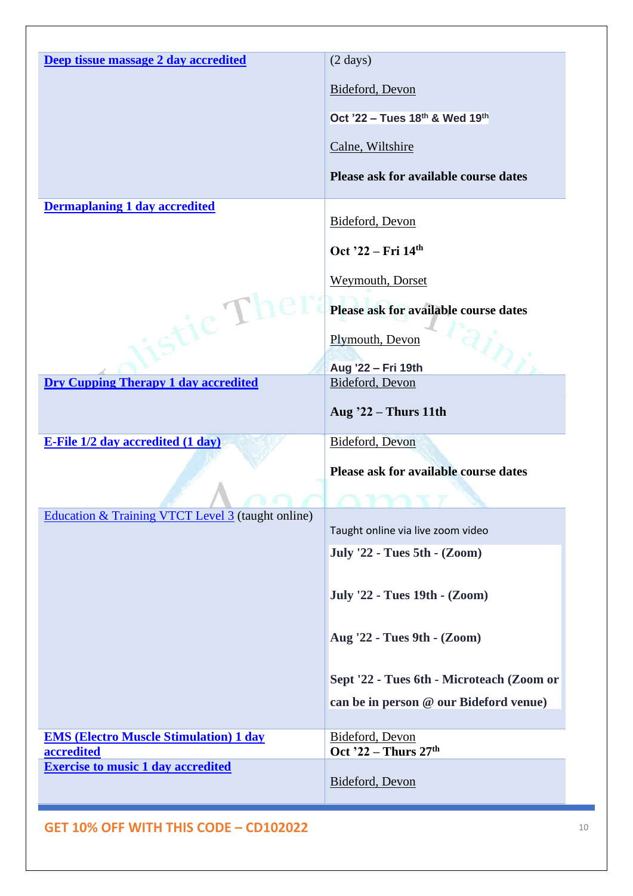| Course | Locations & Dates |
| --- | --- |
| **Deep tissue massage 2 day accredited** | (2 days)<br><br>Bideford, Devon<br><br>**Oct '22 – Tues 18th & Wed 19th**<br><br>Calne, Wiltshire<br><br>**Please ask for available course dates** |
| **Dermaplaning 1 day accredited** | Bideford, Devon<br><br>**Oct '22 – Fri 14th**<br><br>Weymouth, Dorset<br><br>**Please ask for available course dates**<br><br>Plymouth, Devon<br><br>**Aug '22 – Fri 19th** |
| **Dry Cupping Therapy 1 day accredited** | Bideford, Devon<br><br>**Aug '22 – Thurs 11th** |
| **E-File 1/2 day accredited (1 day)** | Bideford, Devon<br><br>**Please ask for available course dates** |
| Education & Training VTCT Level 3 (taught online) | Taught online via live zoom video<br><br>**July '22 - Tues 5th - (Zoom)**<br><br>**July '22 - Tues 19th - (Zoom)**<br><br>**Aug '22 - Tues 9th - (Zoom)**<br><br>**Sept '22 - Tues 6th - Microteach (Zoom or can be in person @ our Bideford venue)** |
| **EMS (Electro Muscle Stimulation) 1 day accredited** | Bideford, Devon<br>**Oct '22 – Thurs 27th** |
| **Exercise to music 1 day accredited** | Bideford, Devon |

**GET 10% OFF WITH THIS CODE – CD102022**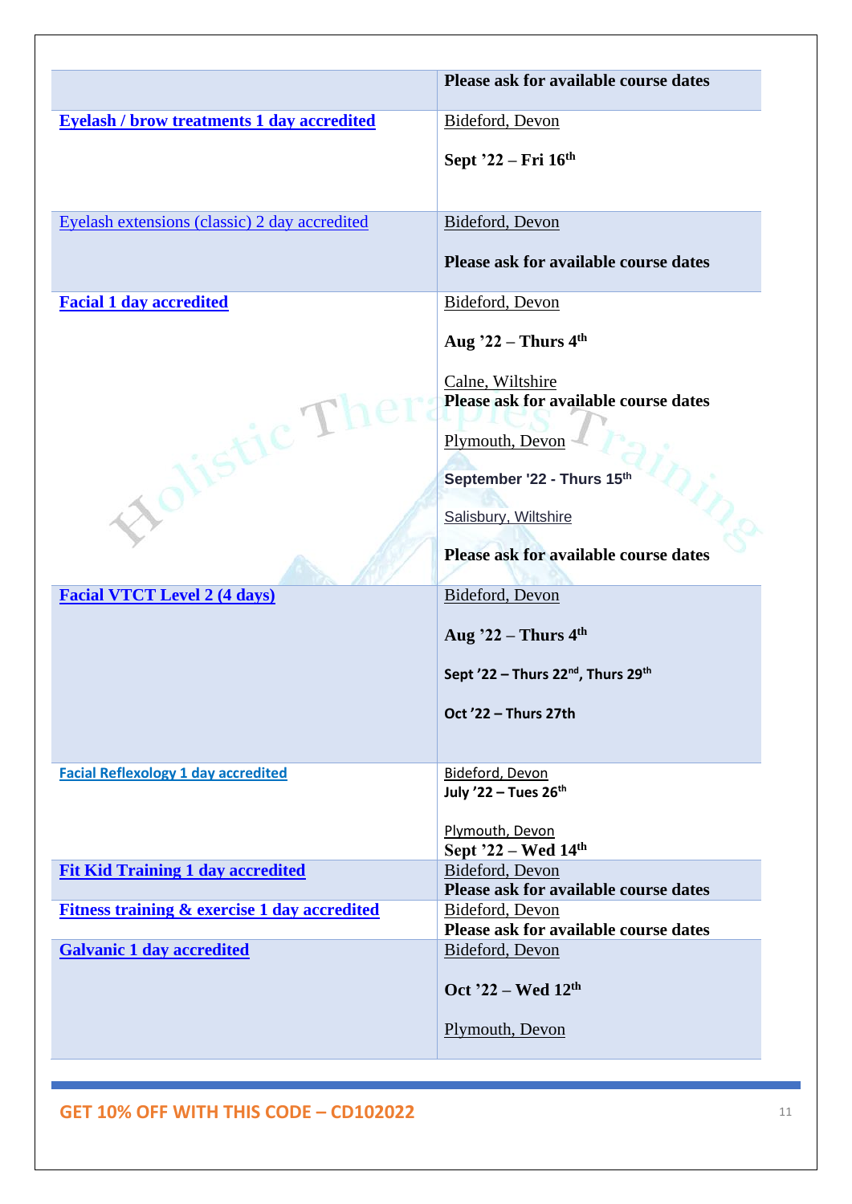| | Please ask for available course dates |
|---|---|
| **Eyelash / brow treatments 1 day accredited** | Bideford, Devon<br><br>**Sept '22 – Fri 16th** |
| Eyelash extensions (classic) 2 day accredited | Bideford, Devon<br><br>**Please ask for available course dates** |
| **Facial 1 day accredited** | Bideford, Devon<br><br>**Aug '22 – Thurs 4th**<br><br>Calne, Wiltshire<br>**Please ask for available course dates**<br><br>Plymouth, Devon<br><br>**September '22 - Thurs 15th**<br><br>Salisbury, Wiltshire<br><br>**Please ask for available course dates** |
| **Facial VTCT Level 2 (4 days)** | Bideford, Devon<br><br>**Aug '22 – Thurs 4th**<br><br>**Sept '22 – Thurs 22nd, Thurs 29th**<br><br>**Oct '22 – Thurs 27th** |
| **Facial Reflexology 1 day accredited** | Bideford, Devon<br>**July '22 – Tues 26th**<br><br>Plymouth, Devon<br>**Sept '22 – Wed 14th** |
| **Fit Kid Training 1 day accredited** | Bideford, Devon<br>**Please ask for available course dates** |
| **Fitness training & exercise 1 day accredited** | Bideford, Devon<br>**Please ask for available course dates** |
| **Galvanic 1 day accredited** | Bideford, Devon<br><br>**Oct '22 – Wed 12th**<br><br>Plymouth, Devon |

**GET 10% OFF WITH THIS CODE – CD102022**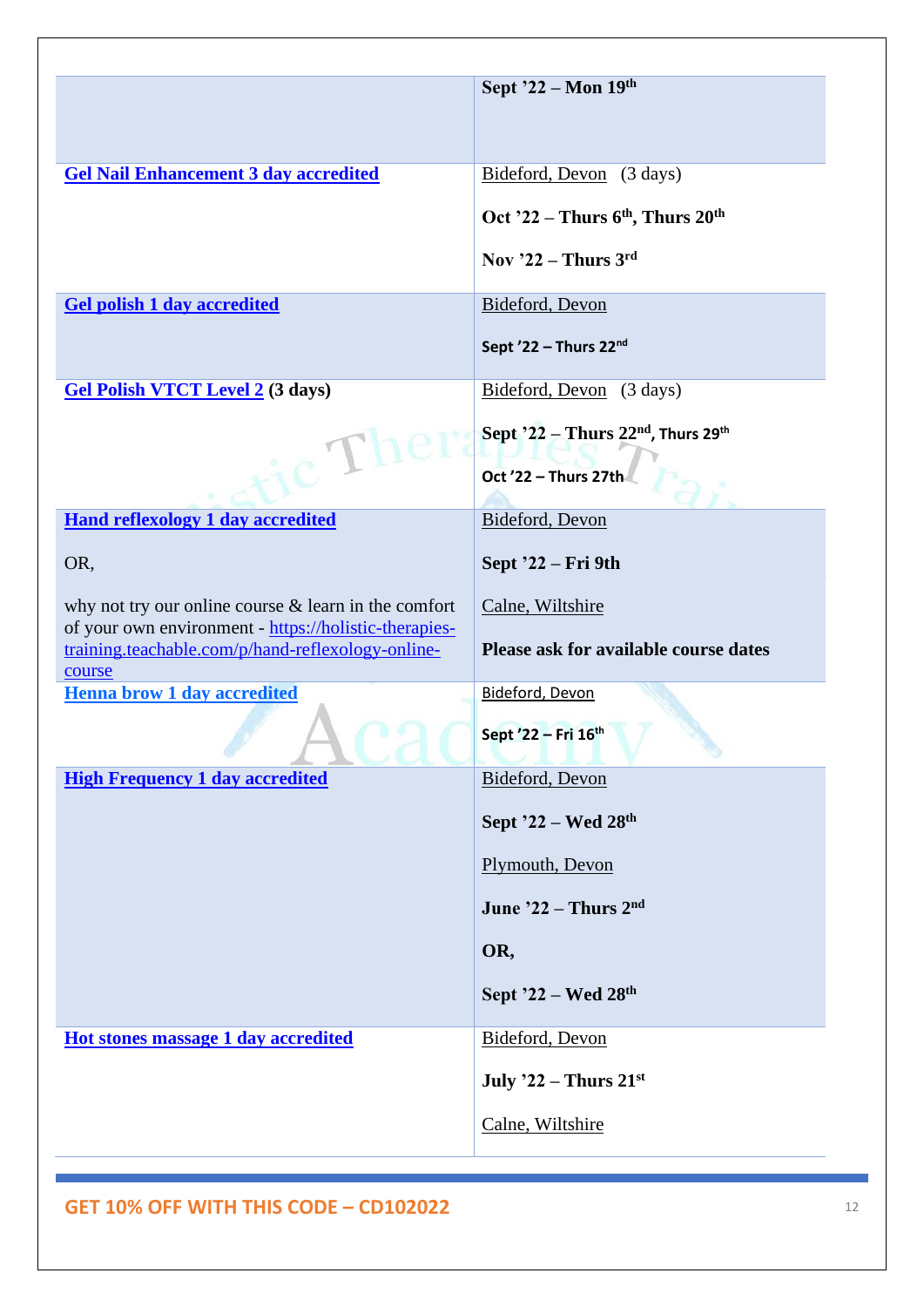| | |
|---|---|
| | **Sept '22 – Mon 19th** |
| [Gel Nail Enhancement 3 day accredited]() | Bideford, Devon (3 days)<br><br>**Oct '22 – Thurs 6th, Thurs 20th**<br><br>**Nov '22 – Thurs 3rd** |
| [Gel polish 1 day accredited]() | Bideford, Devon<br><br>**Sept '22 – Thurs 22nd** |
| [Gel Polish VTCT Level 2]() **(3 days)** | Bideford, Devon (3 days)<br><br>**Sept '22 – Thurs 22nd, Thurs 29th**<br><br>**Oct '22 – Thurs 27th** |
| [Hand reflexology 1 day accredited]()<br><br>OR,<br><br>why not try our online course & learn in the comfort of your own environment - https://holistic-therapies-training.teachable.com/p/hand-reflexology-online-course | Bideford, Devon<br><br>**Sept '22 – Fri 9th**<br><br>Calne, Wiltshire<br><br>**Please ask for available course dates** |
| [Henna brow 1 day accredited]() | Bideford, Devon<br><br>**Sept '22 – Fri 16th** |
| [High Frequency 1 day accredited]() | Bideford, Devon<br><br>**Sept '22 – Wed 28th**<br><br>Plymouth, Devon<br><br>**June '22 – Thurs 2nd**<br><br>**OR,**<br><br>**Sept '22 – Wed 28th** |
| [Hot stones massage 1 day accredited]() | Bideford, Devon<br><br>**July '22 – Thurs 21st**<br><br>Calne, Wiltshire |

**GET 10% OFF WITH THIS CODE – CD102022**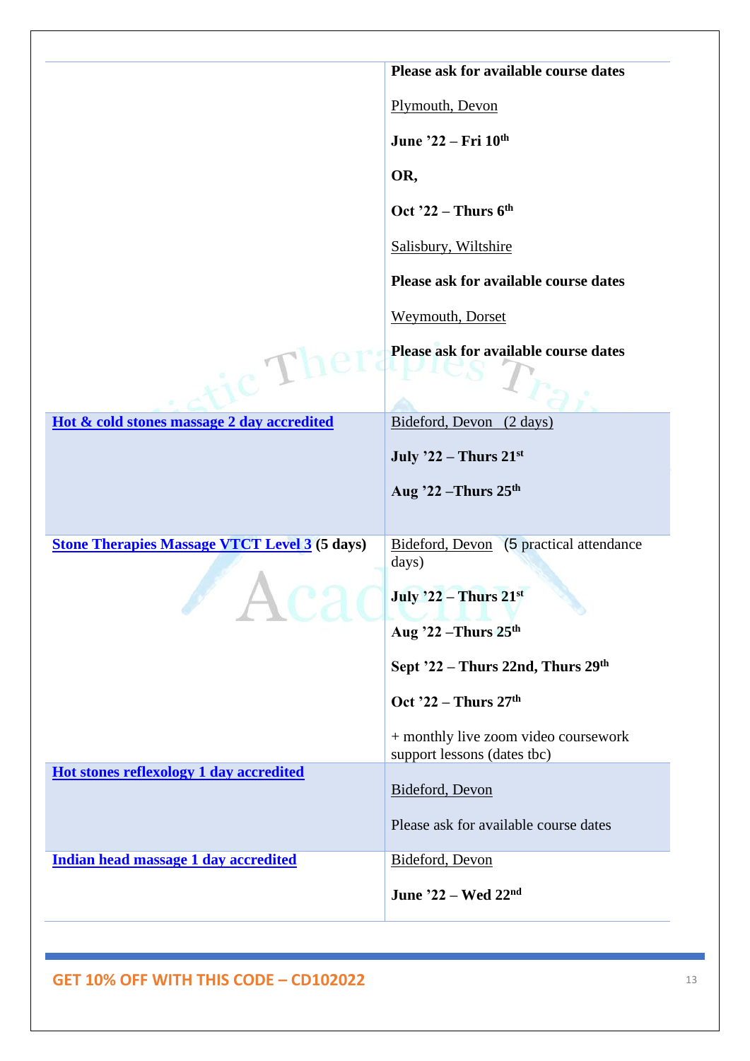| | |
|---|---|
| | **Please ask for available course dates**<br><br>Plymouth, Devon<br><br>**June '22 – Fri 10th**<br><br>**OR,**<br><br>**Oct '22 – Thurs 6th**<br><br>Salisbury, Wiltshire<br><br>**Please ask for available course dates**<br><br>Weymouth, Dorset<br><br>**Please ask for available course dates** |
| **Hot & cold stones massage 2 day accredited** | Bideford, Devon (2 days)<br><br>**July '22 – Thurs 21st**<br><br>**Aug '22 –Thurs 25th** |
| **Stone Therapies Massage VTCT Level 3 (5 days)** | Bideford, Devon (5 practical attendance days)<br><br>**July '22 – Thurs 21st**<br><br>**Aug '22 –Thurs 25th**<br><br>**Sept '22 – Thurs 22nd, Thurs 29th**<br><br>**Oct '22 – Thurs 27th**<br><br>+ monthly live zoom video coursework support lessons (dates tbc) |
| **Hot stones reflexology 1 day accredited** | Bideford, Devon<br><br>Please ask for available course dates |
| **Indian head massage 1 day accredited** | Bideford, Devon<br><br>**June '22 – Wed 22nd** |

**GET 10% OFF WITH THIS CODE – CD102022**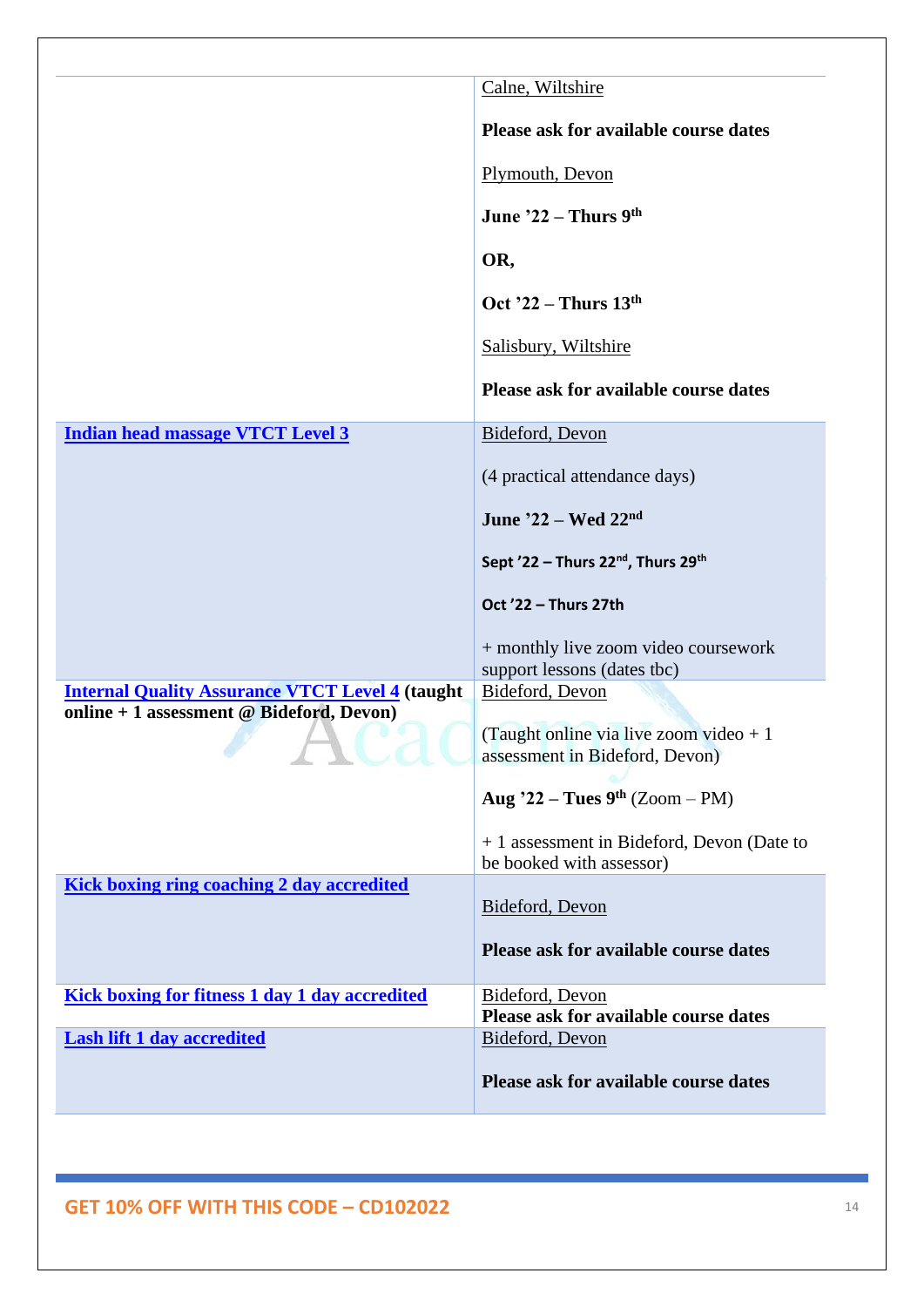| | |
|---|---|
| | Calne, Wiltshire<br><br>**Please ask for available course dates**<br><br>Plymouth, Devon<br><br>**June '22 – Thurs 9th**<br><br>**OR,**<br><br>**Oct '22 – Thurs 13th**<br><br>Salisbury, Wiltshire<br><br>**Please ask for available course dates** |
| **Indian head massage VTCT Level 3** | Bideford, Devon<br><br>(4 practical attendance days)<br><br>**June '22 – Wed 22nd**<br><br>**Sept '22 – Thurs 22nd, Thurs 29th**<br><br>**Oct '22 – Thurs 27th**<br><br>+ monthly live zoom video coursework support lessons (dates tbc) |
| **Internal Quality Assurance VTCT Level 4 (taught online + 1 assessment @ Bideford, Devon)** | Bideford, Devon<br><br>(Taught online via live zoom video + 1 assessment in Bideford, Devon)<br><br>**Aug '22 – Tues 9th** (Zoom – PM)<br><br>+ 1 assessment in Bideford, Devon (Date to be booked with assessor) |
| **Kick boxing ring coaching 2 day accredited** | Bideford, Devon<br><br>**Please ask for available course dates** |
| **Kick boxing for fitness 1 day 1 day accredited** | Bideford, Devon<br>**Please ask for available course dates** |
| **Lash lift 1 day accredited** | Bideford, Devon<br><br>**Please ask for available course dates** |

**GET 10% OFF WITH THIS CODE – CD102022**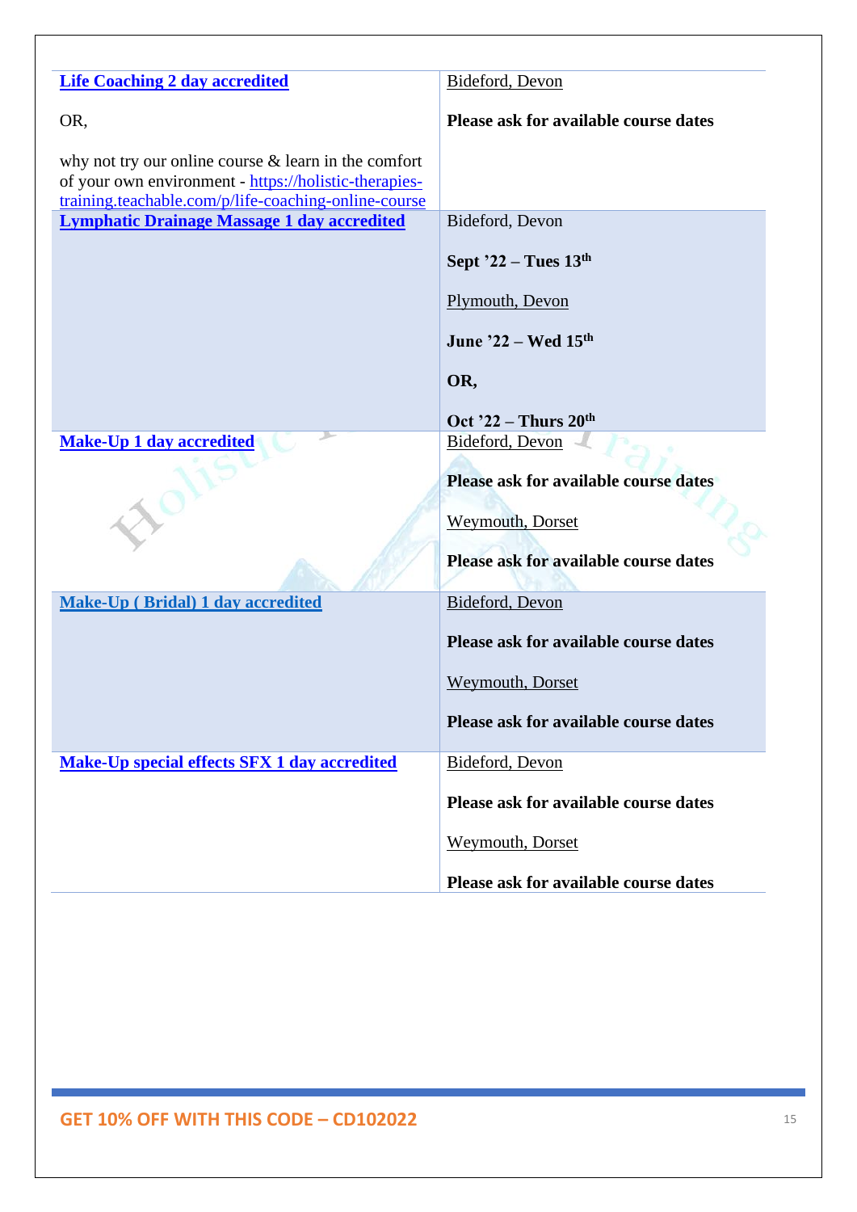| Course | Location & Dates |
| --- | --- |
| **Life Coaching 2 day accredited**<br><br>OR,<br><br>why not try our online course & learn in the comfort of your own environment - https://holistic-therapies-training.teachable.com/p/life-coaching-online-course | Bideford, Devon<br><br>**Please ask for available course dates** |
| **Lymphatic Drainage Massage 1 day accredited** | Bideford, Devon<br><br>**Sept '22 – Tues 13th**<br><br>Plymouth, Devon<br><br>**June '22 – Wed 15th**<br><br>**OR,**<br><br>**Oct '22 – Thurs 20th** |
| **Make-Up 1 day accredited** | Bideford, Devon<br><br>**Please ask for available course dates**<br><br>Weymouth, Dorset<br><br>**Please ask for available course dates** |
| **Make-Up ( Bridal) 1 day accredited** | Bideford, Devon<br><br>**Please ask for available course dates**<br><br>Weymouth, Dorset<br><br>**Please ask for available course dates** |
| **Make-Up special effects SFX 1 day accredited** | Bideford, Devon<br><br>**Please ask for available course dates**<br><br>Weymouth, Dorset<br><br>**Please ask for available course dates** |

**GET 10% OFF WITH THIS CODE – CD102022**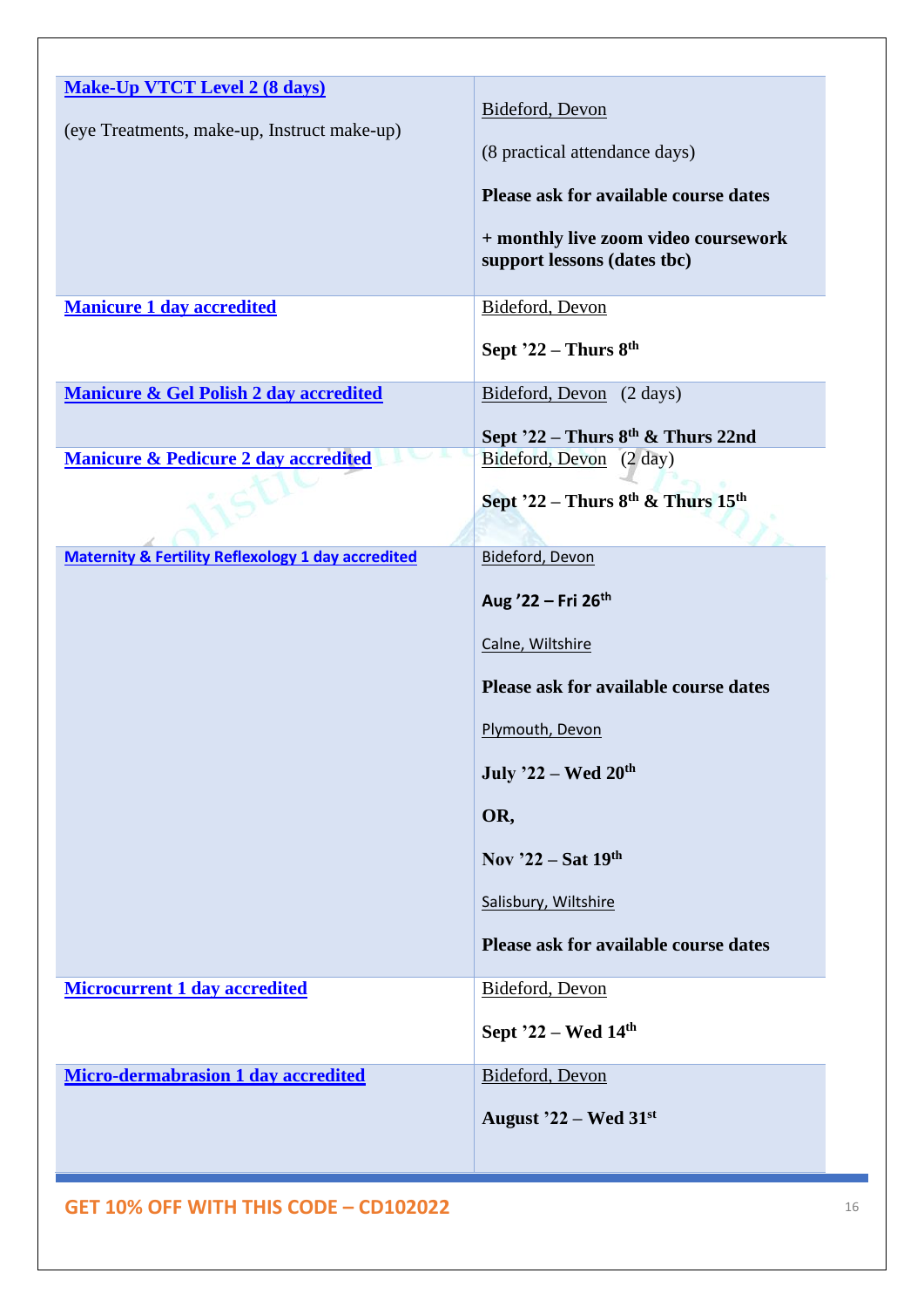| Course | Location & Dates |
|---|---|
| **Make-Up VTCT Level 2 (8 days)**<br><br>(eye Treatments, make-up, Instruct make-up) | Bideford, Devon<br><br>(8 practical attendance days)<br><br>**Please ask for available course dates**<br><br>**+ monthly live zoom video coursework support lessons (dates tbc)** |
| **Manicure 1 day accredited** | Bideford, Devon<br><br>**Sept '22 – Thurs 8th** |
| **Manicure & Gel Polish 2 day accredited** | Bideford, Devon (2 days)<br><br>**Sept '22 – Thurs 8th & Thurs 22nd** |
| **Manicure & Pedicure 2 day accredited** | Bideford, Devon (2 day)<br><br>**Sept '22 – Thurs 8th & Thurs 15th** |
| **Maternity & Fertility Reflexology 1 day accredited** | Bideford, Devon<br><br>**Aug '22 – Fri 26th**<br><br>Calne, Wiltshire<br><br>**Please ask for available course dates**<br><br>Plymouth, Devon<br><br>**July '22 – Wed 20th**<br><br>**OR,**<br><br>**Nov '22 – Sat 19th**<br><br>Salisbury, Wiltshire<br><br>**Please ask for available course dates** |
| **Microcurrent 1 day accredited** | Bideford, Devon<br><br>**Sept '22 – Wed 14th** |
| **Micro-dermabrasion 1 day accredited** | Bideford, Devon<br><br>**August '22 – Wed 31st** |

**GET 10% OFF WITH THIS CODE – CD102022**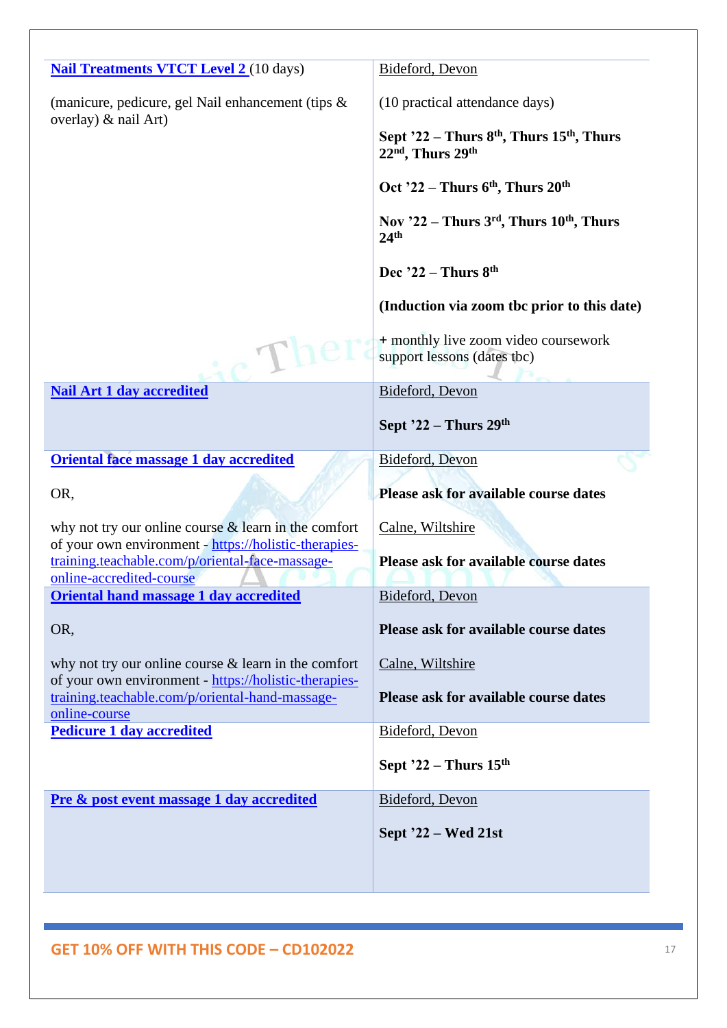| | |
|---|---|
| **Nail Treatments VTCT Level 2** (10 days)<br><br>(manicure, pedicure, gel Nail enhancement (tips & overlay) & nail Art) | Bideford, Devon<br><br>(10 practical attendance days)<br><br>**Sept '22 – Thurs 8th, Thurs 15th, Thurs 22nd, Thurs 29th**<br><br>**Oct '22 – Thurs 6th, Thurs 20th**<br><br>**Nov '22 – Thurs 3rd, Thurs 10th, Thurs 24th**<br><br>**Dec '22 – Thurs 8th**<br><br>**(Induction via zoom tbc prior to this date)**<br><br>+ monthly live zoom video coursework support lessons (dates tbc) |
| **Nail Art 1 day accredited** | Bideford, Devon<br><br>**Sept '22 – Thurs 29th** |
| **Oriental face massage 1 day accredited**<br><br>OR,<br><br>why not try our online course & learn in the comfort of your own environment - https://holistic-therapies-training.teachable.com/p/oriental-face-massage-online-accredited-course | Bideford, Devon<br><br>**Please ask for available course dates**<br><br>Calne, Wiltshire<br><br>**Please ask for available course dates** |
| **Oriental hand massage 1 day accredited**<br><br>OR,<br><br>why not try our online course & learn in the comfort of your own environment - https://holistic-therapies-training.teachable.com/p/oriental-hand-massage-online-course | Bideford, Devon<br><br>**Please ask for available course dates**<br><br>Calne, Wiltshire<br><br>**Please ask for available course dates** |
| **Pedicure 1 day accredited** | Bideford, Devon<br><br>**Sept '22 – Thurs 15th** |
| **Pre & post event massage 1 day accredited** | Bideford, Devon<br><br>**Sept '22 – Wed 21st** |

**GET 10% OFF WITH THIS CODE – CD102022**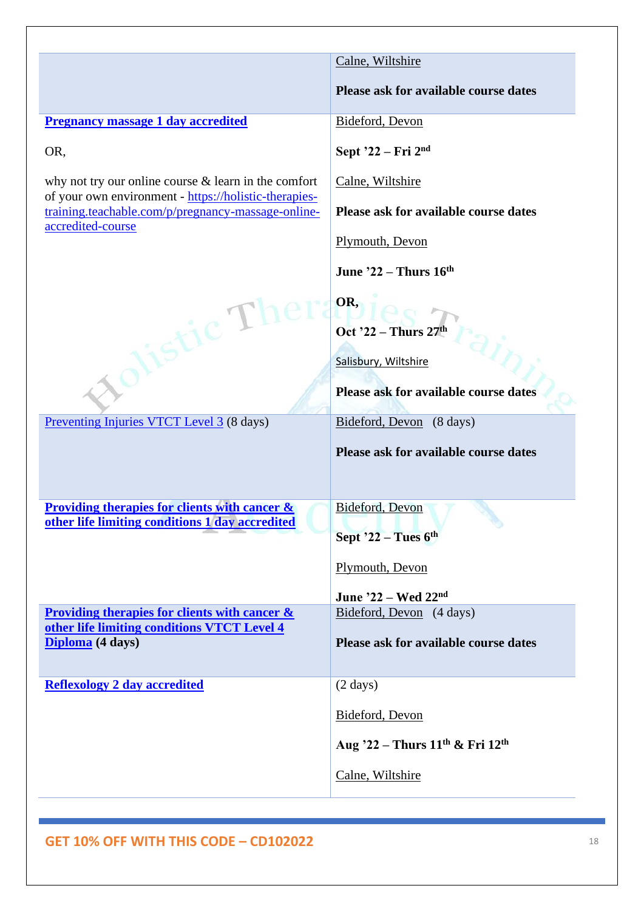| | |
|---|---|
| | Calne, Wiltshire<br><br>**Please ask for available course dates** |
| **Pregnancy massage 1 day accredited**<br><br>OR,<br><br>why not try our online course & learn in the comfort of your own environment - https://holistic-therapies-training.teachable.com/p/pregnancy-massage-online-accredited-course | Bideford, Devon<br><br>**Sept '22 – Fri 2nd**<br><br>Calne, Wiltshire<br><br>**Please ask for available course dates**<br><br>Plymouth, Devon<br><br>**June '22 – Thurs 16th**<br><br>**OR,**<br><br>**Oct '22 – Thurs 27th**<br><br>Salisbury, Wiltshire<br><br>**Please ask for available course dates** |
| Preventing Injuries VTCT Level 3 (8 days) | Bideford, Devon (8 days)<br><br>**Please ask for available course dates** |
| **Providing therapies for clients with cancer & other life limiting conditions 1 day accredited** | Bideford, Devon<br><br>**Sept '22 – Tues 6th**<br><br>Plymouth, Devon<br><br>**June '22 – Wed 22nd** |
| **Providing therapies for clients with cancer & other life limiting conditions VTCT Level 4 Diploma (4 days)** | Bideford, Devon (4 days)<br><br>**Please ask for available course dates** |
| **Reflexology 2 day accredited** | (2 days)<br><br>Bideford, Devon<br><br>**Aug '22 – Thurs 11th & Fri 12th**<br><br>Calne, Wiltshire |

**GET 10% OFF WITH THIS CODE – CD102022**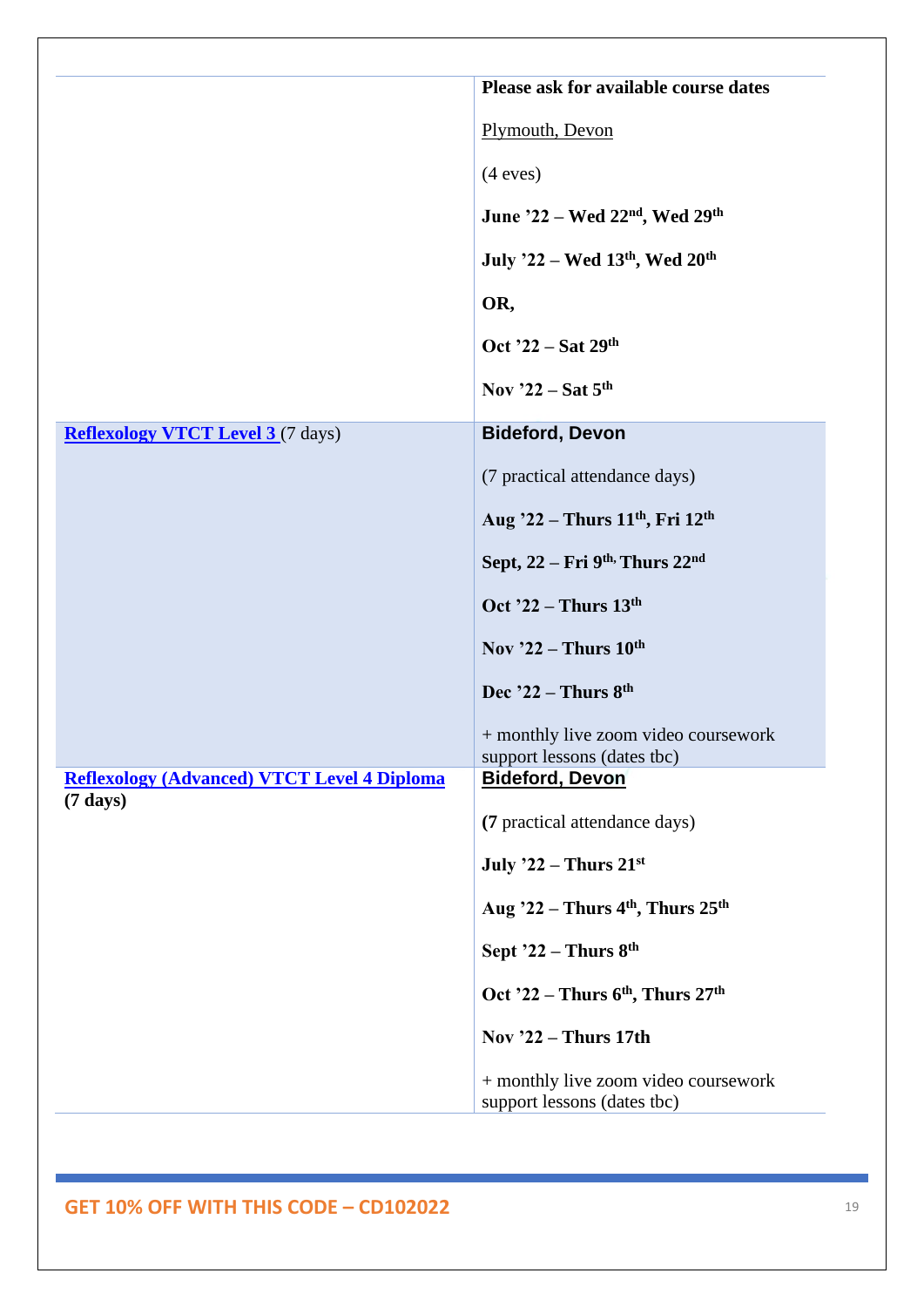| | |
|---|---|
| | **Please ask for available course dates**<br><br>Plymouth, Devon<br><br>(4 eves)<br><br>**June '22 – Wed 22nd, Wed 29th**<br><br>**July '22 – Wed 13th, Wed 20th**<br><br>**OR,**<br><br>**Oct '22 – Sat 29th**<br><br>**Nov '22 – Sat 5th** |
| **Reflexology VTCT Level 3** (7 days) | **Bideford, Devon**<br><br>(7 practical attendance days)<br><br>**Aug '22 – Thurs 11th, Fri 12th**<br><br>**Sept, 22 – Fri 9th, Thurs 22nd**<br><br>**Oct '22 – Thurs 13th**<br><br>**Nov '22 – Thurs 10th**<br><br>**Dec '22 – Thurs 8th**<br><br>+ monthly live zoom video coursework support lessons (dates tbc) |
| **Reflexology (Advanced) VTCT Level 4 Diploma (7 days)** | **Bideford, Devon**<br><br>(**7** practical attendance days)<br><br>**July '22 – Thurs 21st**<br><br>**Aug '22 – Thurs 4th, Thurs 25th**<br><br>**Sept '22 – Thurs 8th**<br><br>**Oct '22 – Thurs 6th, Thurs 27th**<br><br>**Nov '22 – Thurs 17th**<br><br>+ monthly live zoom video coursework support lessons (dates tbc) |

**GET 10% OFF WITH THIS CODE – CD102022**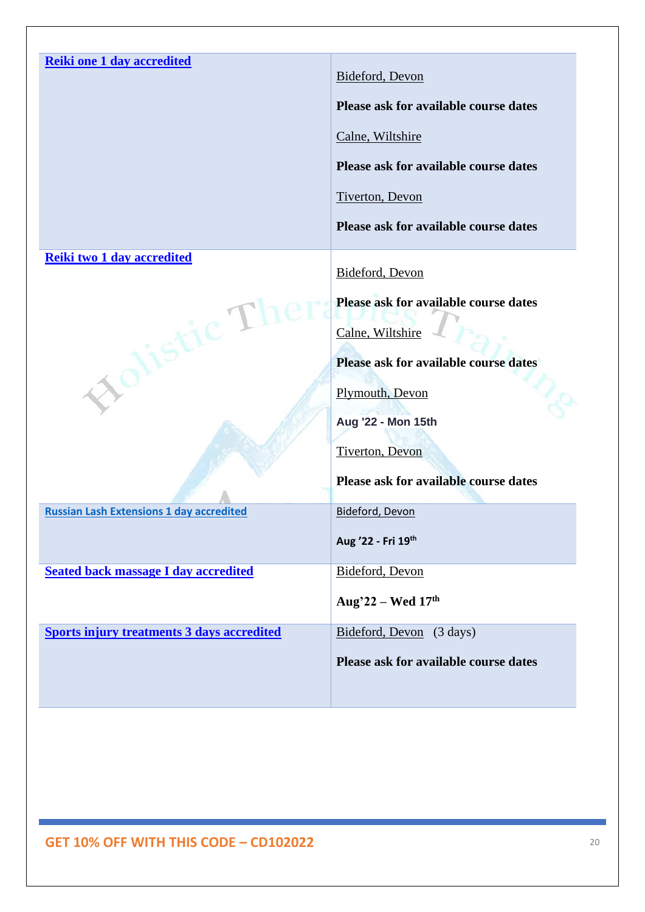| | |
|---|---|
| **Reiki one 1 day accredited** | Bideford, Devon<br><br>**Please ask for available course dates**<br><br>Calne, Wiltshire<br><br>**Please ask for available course dates**<br><br>Tiverton, Devon<br><br>**Please ask for available course dates** |
| **Reiki two 1 day accredited** | Bideford, Devon<br><br>**Please ask for available course dates**<br><br>Calne, Wiltshire<br><br>**Please ask for available course dates**<br><br>Plymouth, Devon<br><br>**Aug '22 - Mon 15th**<br><br>Tiverton, Devon<br><br>**Please ask for available course dates** |
| **Russian Lash Extensions 1 day accredited** | Bideford, Devon<br><br>**Aug '22 - Fri 19th** |
| **Seated back massage I day accredited** | Bideford, Devon<br><br>**Aug'22 – Wed 17th** |
| **Sports injury treatments 3 days accredited** | Bideford, Devon (3 days)<br><br>**Please ask for available course dates** |

**GET 10% OFF WITH THIS CODE – CD102022**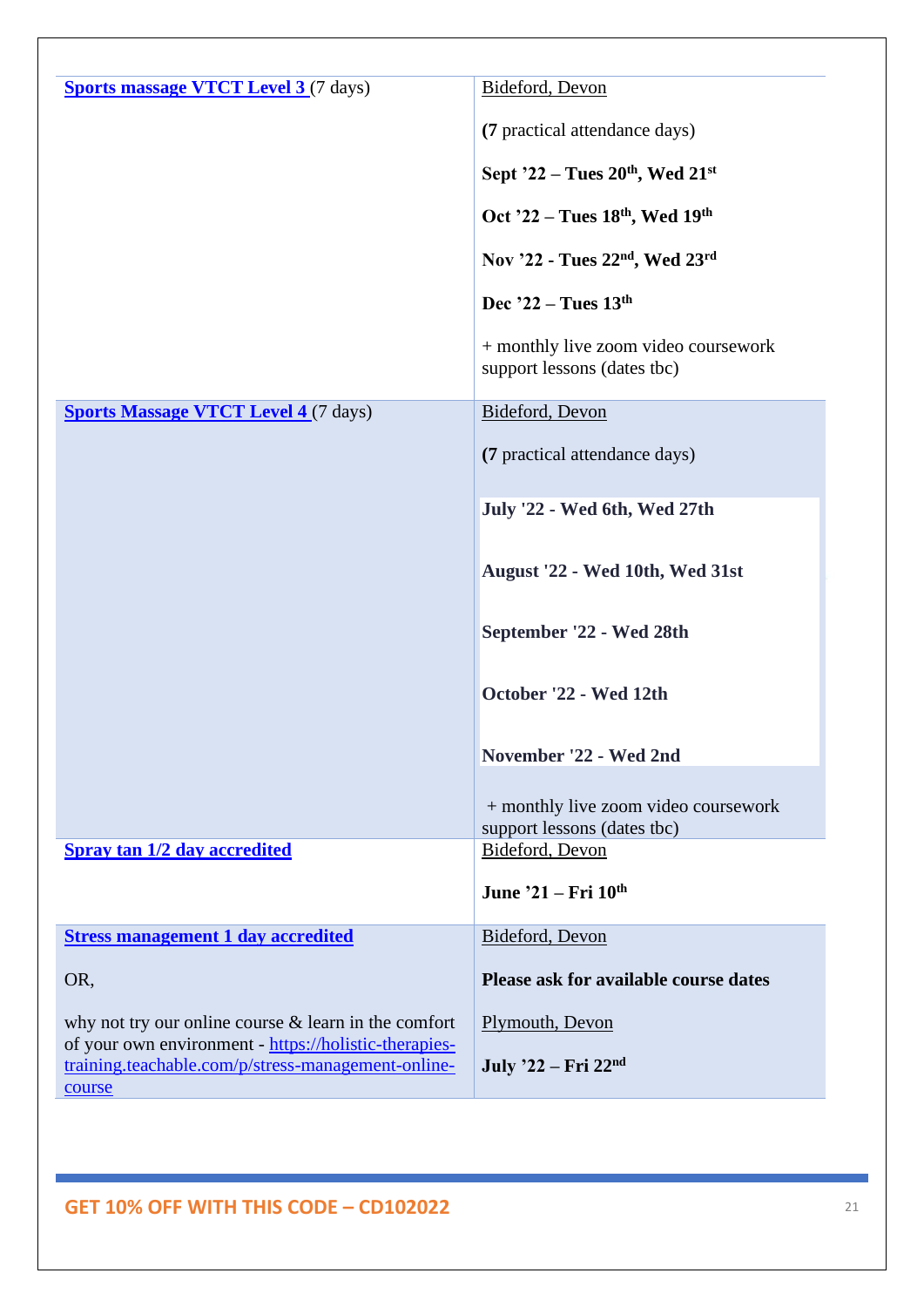| | |
|---|---|
| **Sports massage VTCT Level 3** (7 days) | Bideford, Devon<br><br>(**7** practical attendance days)<br><br>**Sept '22 – Tues 20th, Wed 21st**<br><br>**Oct '22 – Tues 18th, Wed 19th**<br><br>**Nov '22 - Tues 22nd, Wed 23rd**<br><br>**Dec '22 – Tues 13th**<br><br>+ monthly live zoom video coursework support lessons (dates tbc) |
| **Sports Massage VTCT Level 4** (7 days) | Bideford, Devon<br><br>(**7** practical attendance days)<br><br>**July '22 - Wed 6th, Wed 27th**<br><br>**August '22 - Wed 10th, Wed 31st**<br><br>**September '22 - Wed 28th**<br><br>**October '22 - Wed 12th**<br><br>**November '22 - Wed 2nd**<br><br>+ monthly live zoom video coursework support lessons (dates tbc) |
| **Spray tan 1/2 day accredited** | Bideford, Devon<br><br>**June '21 – Fri 10th** |
| **Stress management 1 day accredited**<br><br>OR,<br><br>why not try our online course & learn in the comfort of your own environment - https://holistic-therapies-training.teachable.com/p/stress-management-online-course | Bideford, Devon<br><br>**Please ask for available course dates**<br><br>Plymouth, Devon<br><br>**July '22 – Fri 22nd** |

**GET 10% OFF WITH THIS CODE – CD102022**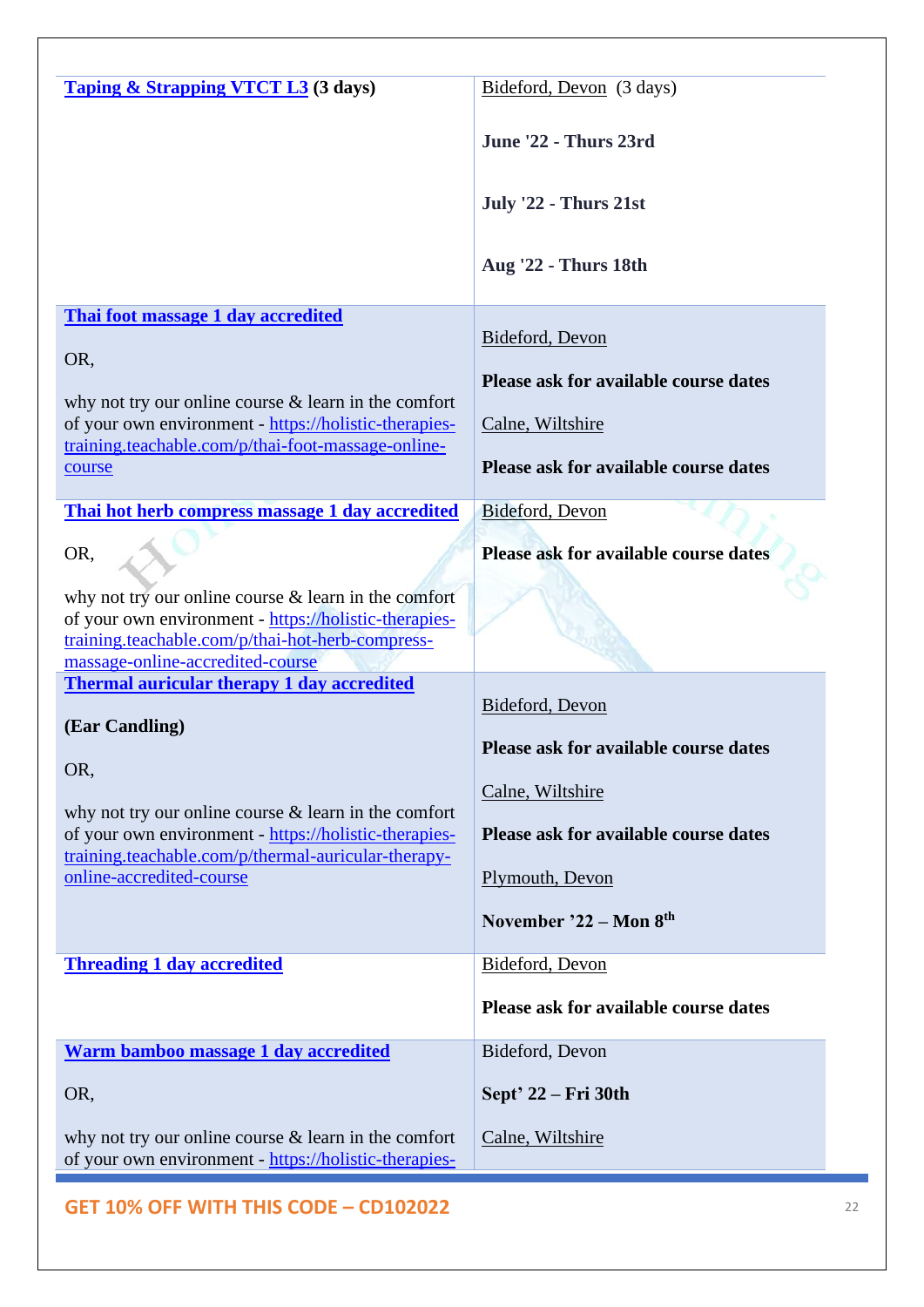| | |
|---|---|
| **Taping & Strapping VTCT L3** **(3 days)** | Bideford, Devon (3 days)<br><br>**June '22 - Thurs 23rd**<br><br>**July '22 - Thurs 21st**<br><br>**Aug '22 - Thurs 18th** |
| **Thai foot massage 1 day accredited**<br><br>OR,<br><br>why not try our online course & learn in the comfort of your own environment - https://holistic-therapies-training.teachable.com/p/thai-foot-massage-online-course | Bideford, Devon<br><br>**Please ask for available course dates**<br><br>Calne, Wiltshire<br><br>**Please ask for available course dates** |
| **Thai hot herb compress massage 1 day accredited**<br><br>OR,<br><br>why not try our online course & learn in the comfort of your own environment - https://holistic-therapies-training.teachable.com/p/thai-hot-herb-compress-massage-online-accredited-course | Bideford, Devon<br><br>**Please ask for available course dates** |
| **Thermal auricular therapy 1 day accredited**<br><br>**(Ear Candling)**<br><br>OR,<br><br>why not try our online course & learn in the comfort of your own environment - https://holistic-therapies-training.teachable.com/p/thermal-auricular-therapy-online-accredited-course | Bideford, Devon<br><br>**Please ask for available course dates**<br><br>Calne, Wiltshire<br><br>**Please ask for available course dates**<br><br>Plymouth, Devon<br><br>**November '22 – Mon 8th** |
| **Threading 1 day accredited** | Bideford, Devon<br><br>**Please ask for available course dates** |
| **Warm bamboo massage 1 day accredited**<br><br>OR,<br><br>why not try our online course & learn in the comfort of your own environment - https://holistic-therapies- | Bideford, Devon<br><br>**Sept' 22 – Fri 30th**<br><br>Calne, Wiltshire |

**GET 10% OFF WITH THIS CODE – CD102022**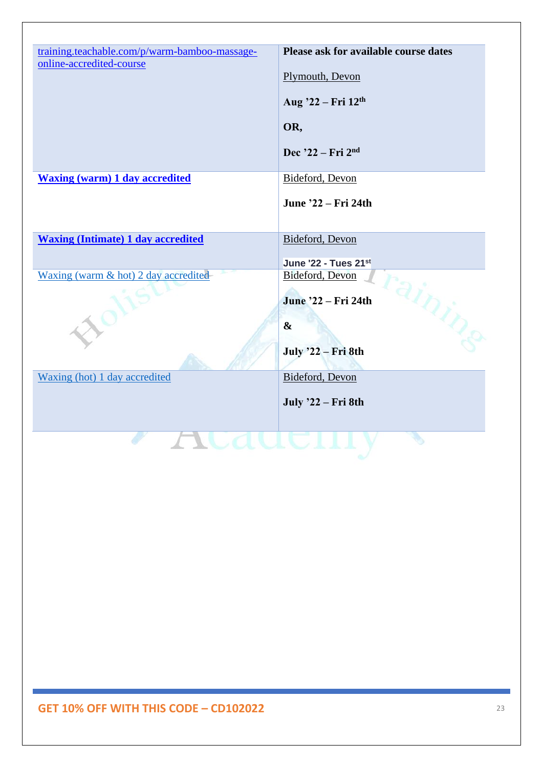| | |
|---|---|
| [training.teachable.com/p/warm-bamboo-massage-online-accredited-course](training.teachable.com/p/warm-bamboo-massage-online-accredited-course) | **Please ask for available course dates**<br><br>Plymouth, Devon<br><br>**Aug '22 – Fri 12th**<br><br>**OR,**<br><br>**Dec '22 – Fri 2nd** |
| **Waxing (warm) 1 day accredited** | Bideford, Devon<br><br>**June '22 – Fri 24th** |
| **Waxing (Intimate) 1 day accredited** | Bideford, Devon<br><br>**June '22 - Tues 21st** |
| Waxing (warm & hot) 2 day accredited | Bideford, Devon<br><br>**June '22 – Fri 24th**<br><br>**&**<br><br>**July '22 – Fri 8th** |
| Waxing (hot) 1 day accredited | Bideford, Devon<br><br>**July '22 – Fri 8th** |

**GET 10% OFF WITH THIS CODE – CD102022**